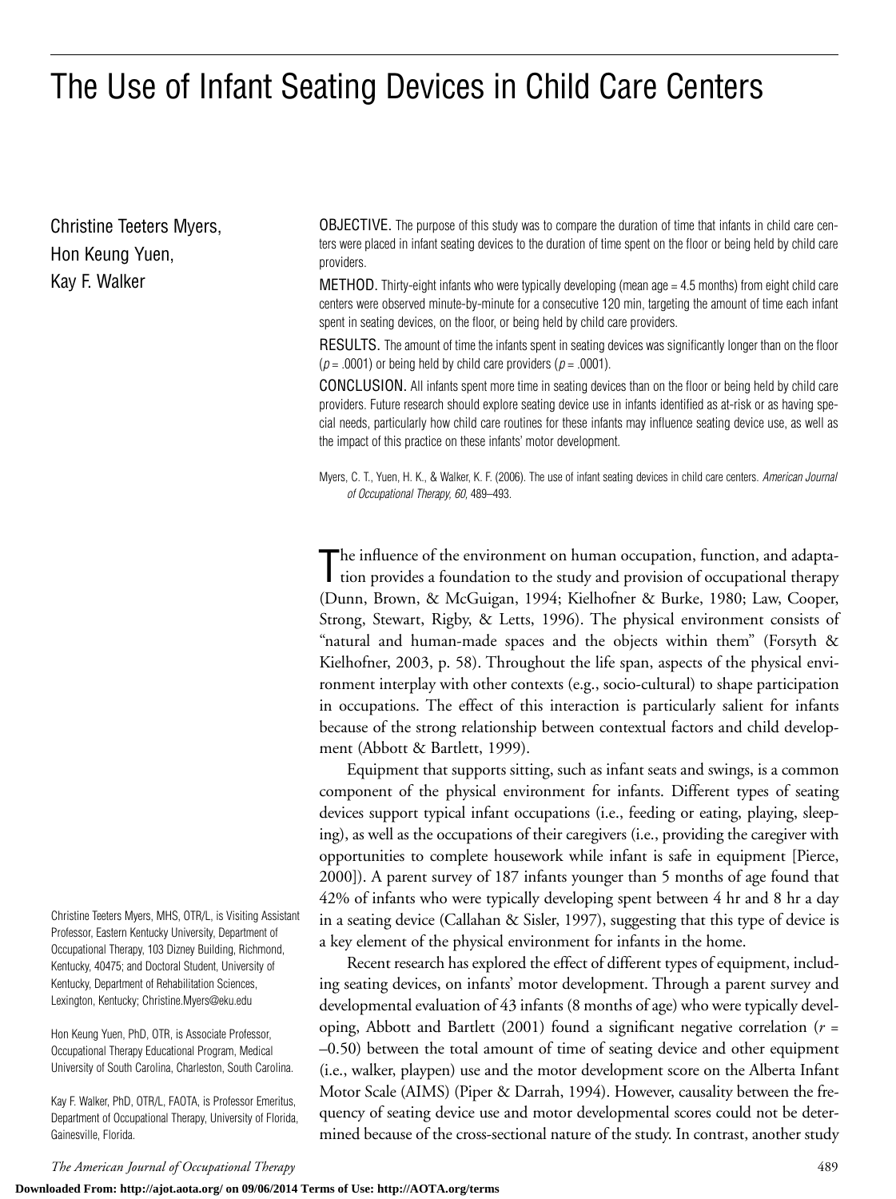# The Use of Infant Seating Devices in Child Care Centers

Christine Teeters Myers, Hon Keung Yuen, Kay F. Walker

OBJECTIVE. The purpose of this study was to compare the duration of time that infants in child care centers were placed in infant seating devices to the duration of time spent on the floor or being held by child care providers.

METHOD. Thirty-eight infants who were typically developing (mean age = 4.5 months) from eight child care centers were observed minute-by-minute for a consecutive 120 min, targeting the amount of time each infant spent in seating devices, on the floor, or being held by child care providers.

RESULTS. The amount of time the infants spent in seating devices was significantly longer than on the floor ($p$ = .0001) or being held by child care providers ($p$ = .0001).

CONCLUSION. All infants spent more time in seating devices than on the floor or being held by child care providers. Future research should explore seating device use in infants identified as at-risk or as having special needs, particularly how child care routines for these infants may influence seating device use, as well as the impact of this practice on these infants' motor development.

Myers, C. T., Yuen, H. K., & Walker, K. F. (2006). The use of infant seating devices in child care centers. *American Journal of Occupational Therapy, 60,* 489–493.

Christine Teeters Myers, MHS, OTR/L, is Visiting Assistant Professor, Eastern Kentucky University, Department of Occupational Therapy, 103 Dizney Building, Richmond, Kentucky, 40475; and Doctoral Student, University of Kentucky, Department of Rehabilitation Sciences, Lexington, Kentucky; Christine.Myers@eku.edu

Hon Keung Yuen, PhD, OTR, is Associate Professor, Occupational Therapy Educational Program, Medical University of South Carolina, Charleston, South Carolina.

Kay F. Walker, PhD, OTR/L, FAOTA, is Professor Emeritus, Department of Occupational Therapy, University of Florida, Gainesville, Florida.

The influence of the environment on human occupation, function, and adaptation provides a foundation to the study and provision of occupational therapy (Dunn, Brown, & McGuigan, 1994; Kielhofner & Burke, 1980; Law, Cooper, Strong, Stewart, Rigby, & Letts, 1996). The physical environment consists of "natural and human-made spaces and the objects within them" (Forsyth & Kielhofner, 2003, p. 58). Throughout the life span, aspects of the physical environment interplay with other contexts (e.g., socio-cultural) to shape participation in occupations. The effect of this interaction is particularly salient for infants because of the strong relationship between contextual factors and child development (Abbott & Bartlett, 1999).

Equipment that supports sitting, such as infant seats and swings, is a common component of the physical environment for infants. Different types of seating devices support typical infant occupations (i.e., feeding or eating, playing, sleeping), as well as the occupations of their caregivers (i.e., providing the caregiver with opportunities to complete housework while infant is safe in equipment [Pierce, 2000]). A parent survey of 187 infants younger than 5 months of age found that 42% of infants who were typically developing spent between 4 hr and 8 hr a day in a seating device (Callahan & Sisler, 1997), suggesting that this type of device is a key element of the physical environment for infants in the home.

Recent research has explored the effect of different types of equipment, including seating devices, on infants' motor development. Through a parent survey and developmental evaluation of 43 infants (8 months of age) who were typically developing, Abbott and Bartlett (2001) found a significant negative correlation ($r$ = –0.50) between the total amount of time of seating device and other equipment (i.e., walker, playpen) use and the motor development score on the Alberta Infant Motor Scale (AIMS) (Piper & Darrah, 1994). However, causality between the frequency of seating device use and motor developmental scores could not be determined because of the cross-sectional nature of the study. In contrast, another study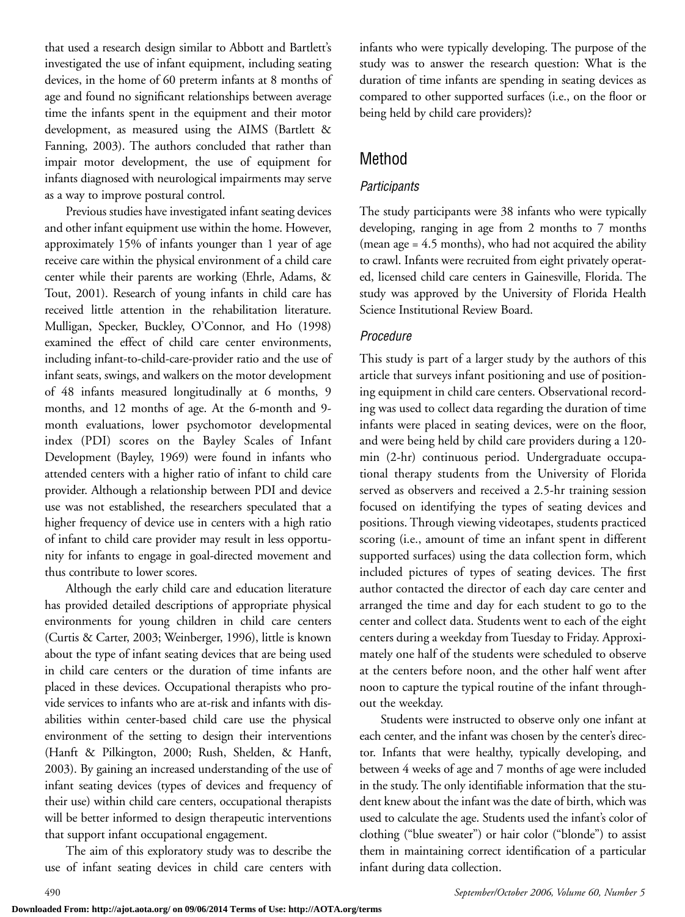that used a research design similar to Abbott and Bartlett's investigated the use of infant equipment, including seating devices, in the home of 60 preterm infants at 8 months of age and found no significant relationships between average time the infants spent in the equipment and their motor development, as measured using the AIMS (Bartlett & Fanning, 2003). The authors concluded that rather than impair motor development, the use of equipment for infants diagnosed with neurological impairments may serve as a way to improve postural control.

Previous studies have investigated infant seating devices and other infant equipment use within the home. However, approximately 15% of infants younger than 1 year of age receive care within the physical environment of a child care center while their parents are working (Ehrle, Adams, & Tout, 2001). Research of young infants in child care has received little attention in the rehabilitation literature. Mulligan, Specker, Buckley, O'Connor, and Ho (1998) examined the effect of child care center environments, including infant-to-child-care-provider ratio and the use of infant seats, swings, and walkers on the motor development of 48 infants measured longitudinally at 6 months, 9 months, and 12 months of age. At the 6-month and 9-month evaluations, lower psychomotor developmental index (PDI) scores on the Bayley Scales of Infant Development (Bayley, 1969) were found in infants who attended centers with a higher ratio of infant to child care provider. Although a relationship between PDI and device use was not established, the researchers speculated that a higher frequency of device use in centers with a high ratio of infant to child care provider may result in less opportunity for infants to engage in goal-directed movement and thus contribute to lower scores.

Although the early child care and education literature has provided detailed descriptions of appropriate physical environments for young children in child care centers (Curtis & Carter, 2003; Weinberger, 1996), little is known about the type of infant seating devices that are being used in child care centers or the duration of time infants are placed in these devices. Occupational therapists who provide services to infants who are at-risk and infants with disabilities within center-based child care use the physical environment of the setting to design their interventions (Hanft & Pilkington, 2000; Rush, Shelden, & Hanft, 2003). By gaining an increased understanding of the use of infant seating devices (types of devices and frequency of their use) within child care centers, occupational therapists will be better informed to design therapeutic interventions that support infant occupational engagement.

The aim of this exploratory study was to describe the use of infant seating devices in child care centers with infants who were typically developing. The purpose of the study was to answer the research question: What is the duration of time infants are spending in seating devices as compared to other supported surfaces (i.e., on the floor or being held by child care providers)?

## Method

### *Participants*

The study participants were 38 infants who were typically developing, ranging in age from 2 months to 7 months (mean age = 4.5 months), who had not acquired the ability to crawl. Infants were recruited from eight privately operated, licensed child care centers in Gainesville, Florida. The study was approved by the University of Florida Health Science Institutional Review Board.

### *Procedure*

This study is part of a larger study by the authors of this article that surveys infant positioning and use of positioning equipment in child care centers. Observational recording was used to collect data regarding the duration of time infants were placed in seating devices, were on the floor, and were being held by child care providers during a 120-min (2-hr) continuous period. Undergraduate occupational therapy students from the University of Florida served as observers and received a 2.5-hr training session focused on identifying the types of seating devices and positions. Through viewing videotapes, students practiced scoring (i.e., amount of time an infant spent in different supported surfaces) using the data collection form, which included pictures of types of seating devices. The first author contacted the director of each day care center and arranged the time and day for each student to go to the center and collect data. Students went to each of the eight centers during a weekday from Tuesday to Friday. Approximately one half of the students were scheduled to observe at the centers before noon, and the other half went after noon to capture the typical routine of the infant throughout the weekday.

Students were instructed to observe only one infant at each center, and the infant was chosen by the center's director. Infants that were healthy, typically developing, and between 4 weeks of age and 7 months of age were included in the study. The only identifiable information that the student knew about the infant was the date of birth, which was used to calculate the age. Students used the infant's color of clothing ("blue sweater") or hair color ("blonde") to assist them in maintaining correct identification of a particular infant during data collection.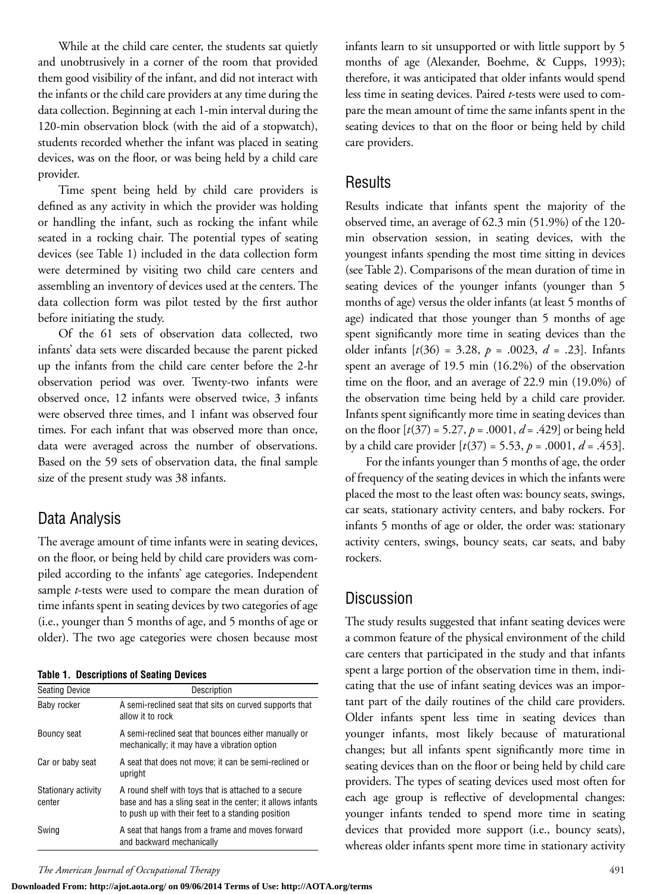While at the child care center, the students sat quietly and unobtrusively in a corner of the room that provided them good visibility of the infant, and did not interact with the infants or the child care providers at any time during the data collection. Beginning at each 1-min interval during the 120-min observation block (with the aid of a stopwatch), students recorded whether the infant was placed in seating devices, was on the floor, or was being held by a child care provider.

Time spent being held by child care providers is defined as any activity in which the provider was holding or handling the infant, such as rocking the infant while seated in a rocking chair. The potential types of seating devices (see Table 1) included in the data collection form were determined by visiting two child care centers and assembling an inventory of devices used at the centers. The data collection form was pilot tested by the first author before initiating the study.

Of the 61 sets of observation data collected, two infants' data sets were discarded because the parent picked up the infants from the child care center before the 2-hr observation period was over. Twenty-two infants were observed once, 12 infants were observed twice, 3 infants were observed three times, and 1 infant was observed four times. For each infant that was observed more than once, data were averaged across the number of observations. Based on the 59 sets of observation data, the final sample size of the present study was 38 infants.

## Data Analysis

The average amount of time infants were in seating devices, on the floor, or being held by child care providers was compiled according to the infants' age categories. Independent sample *t*-tests were used to compare the mean duration of time infants spent in seating devices by two categories of age (i.e., younger than 5 months of age, and 5 months of age or older). The two age categories were chosen because most infants learn to sit unsupported or with little support by 5 months of age (Alexander, Boehme, & Cupps, 1993); therefore, it was anticipated that older infants would spend less time in seating devices. Paired *t*-tests were used to compare the mean amount of time the same infants spent in the seating devices to that on the floor or being held by child care providers.

**Table 1. Descriptions of Seating Devices**

| Seating Device | Description |
|---|---|
| Baby rocker | A semi-reclined seat that sits on curved supports that allow it to rock |
| Bouncy seat | A semi-reclined seat that bounces either manually or mechanically; it may have a vibration option |
| Car or baby seat | A seat that does not move; it can be semi-reclined or upright |
| Stationary activity center | A round shelf with toys that is attached to a secure base and has a sling seat in the center; it allows infants to push up with their feet to a standing position |
| Swing | A seat that hangs from a frame and moves forward and backward mechanically |

## Results

Results indicate that infants spent the majority of the observed time, an average of 62.3 min (51.9%) of the 120-min observation session, in seating devices, with the youngest infants spending the most time sitting in devices (see Table 2). Comparisons of the mean duration of time in seating devices of the younger infants (younger than 5 months of age) versus the older infants (at least 5 months of age) indicated that those younger than 5 months of age spent significantly more time in seating devices than the older infants [$t(36) = 3.28$, $p = .0023$, $d = .23$]. Infants spent an average of 19.5 min (16.2%) of the observation time on the floor, and an average of 22.9 min (19.0%) of the observation time being held by a child care provider. Infants spent significantly more time in seating devices than on the floor [$t(37) = 5.27$, $p = .0001$, $d = .429$] or being held by a child care provider [$t(37) = 5.53$, $p = .0001$, $d = .453$].

For the infants younger than 5 months of age, the order of frequency of the seating devices in which the infants were placed the most to the least often was: bouncy seats, swings, car seats, stationary activity centers, and baby rockers. For infants 5 months of age or older, the order was: stationary activity centers, swings, bouncy seats, car seats, and baby rockers.

## Discussion

The study results suggested that infant seating devices were a common feature of the physical environment of the child care centers that participated in the study and that infants spent a large portion of the observation time in them, indicating that the use of infant seating devices was an important part of the daily routines of the child care providers. Older infants spent less time in seating devices than younger infants, most likely because of maturational changes; but all infants spent significantly more time in seating devices than on the floor or being held by child care providers. The types of seating devices used most often for each age group is reflective of developmental changes: younger infants tended to spend more time in seating devices that provided more support (i.e., bouncy seats), whereas older infants spent more time in stationary activity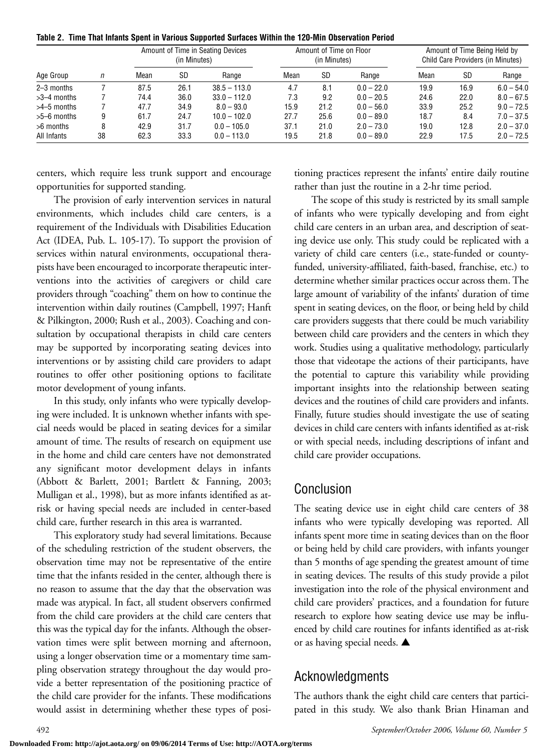**Table 2. Time That Infants Spent in Various Supported Surfaces Within the 120-Min Observation Period**

| Age Group | n | Amount of Time in Seating Devices (in Minutes) | | | Amount of Time on Floor (in Minutes) | | | Amount of Time Being Held by Child Care Providers (in Minutes) | | |
|---|---|---|---|---|---|---|---|---|---|---|
| | | Mean | SD | Range | Mean | SD | Range | Mean | SD | Range |
| 2–3 months | 7 | 87.5 | 26.1 | 38.5 – 113.0 | 4.7 | 8.1 | 0.0 – 22.0 | 19.9 | 16.9 | 6.0 – 54.0 |
| >3–4 months | 7 | 74.4 | 36.0 | 33.0 – 112.0 | 7.3 | 9.2 | 0.0 – 20.5 | 24.6 | 22.0 | 8.0 – 67.5 |
| >4–5 months | 7 | 47.7 | 34.9 | 8.0 – 93.0 | 15.9 | 21.2 | 0.0 – 56.0 | 33.9 | 25.2 | 9.0 – 72.5 |
| >5–6 months | 9 | 61.7 | 24.7 | 10.0 – 102.0 | 27.7 | 25.6 | 0.0 – 89.0 | 18.7 | 8.4 | 7.0 – 37.5 |
| >6 months | 8 | 42.9 | 31.7 | 0.0 – 105.0 | 37.1 | 21.0 | 2.0 – 73.0 | 19.0 | 12.8 | 2.0 – 37.0 |
| All Infants | 38 | 62.3 | 33.3 | 0.0 – 113.0 | 19.5 | 21.8 | 0.0 – 89.0 | 22.9 | 17.5 | 2.0 – 72.5 |

centers, which require less trunk support and encourage opportunities for supported standing.

The provision of early intervention services in natural environments, which includes child care centers, is a requirement of the Individuals with Disabilities Education Act (IDEA, Pub. L. 105-17). To support the provision of services within natural environments, occupational therapists have been encouraged to incorporate therapeutic interventions into the activities of caregivers or child care providers through "coaching" them on how to continue the intervention within daily routines (Campbell, 1997; Hanft & Pilkington, 2000; Rush et al., 2003). Coaching and consultation by occupational therapists in child care centers may be supported by incorporating seating devices into interventions or by assisting child care providers to adapt routines to offer other positioning options to facilitate motor development of young infants.

In this study, only infants who were typically developing were included. It is unknown whether infants with special needs would be placed in seating devices for a similar amount of time. The results of research on equipment use in the home and child care centers have not demonstrated any significant motor development delays in infants (Abbott & Barlett, 2001; Bartlett & Fanning, 2003; Mulligan et al., 1998), but as more infants identified as at-risk or having special needs are included in center-based child care, further research in this area is warranted.

This exploratory study had several limitations. Because of the scheduling restriction of the student observers, the observation time may not be representative of the entire time that the infants resided in the center, although there is no reason to assume that the day that the observation was made was atypical. In fact, all student observers confirmed from the child care providers at the child care centers that this was the typical day for the infants. Although the observation times were split between morning and afternoon, using a longer observation time or a momentary time sampling observation strategy throughout the day would provide a better representation of the positioning practice of the child care provider for the infants. These modifications would assist in determining whether these types of positioning practices represent the infants' entire daily routine rather than just the routine in a 2-hr time period.

The scope of this study is restricted by its small sample of infants who were typically developing and from eight child care centers in an urban area, and description of seating device use only. This study could be replicated with a variety of child care centers (i.e., state-funded or county-funded, university-affiliated, faith-based, franchise, etc.) to determine whether similar practices occur across them. The large amount of variability of the infants' duration of time spent in seating devices, on the floor, or being held by child care providers suggests that there could be much variability between child care providers and the centers in which they work. Studies using a qualitative methodology, particularly those that videotape the actions of their participants, have the potential to capture this variability while providing important insights into the relationship between seating devices and the routines of child care providers and infants. Finally, future studies should investigate the use of seating devices in child care centers with infants identified as at-risk or with special needs, including descriptions of infant and child care provider occupations.

## Conclusion

The seating device use in eight child care centers of 38 infants who were typically developing was reported. All infants spent more time in seating devices than on the floor or being held by child care providers, with infants younger than 5 months of age spending the greatest amount of time in seating devices. The results of this study provide a pilot investigation into the role of the physical environment and child care providers' practices, and a foundation for future research to explore how seating device use may be influenced by child care routines for infants identified as at-risk or as having special needs. ▲

## Acknowledgments

The authors thank the eight child care centers that participated in this study. We also thank Brian Hinaman and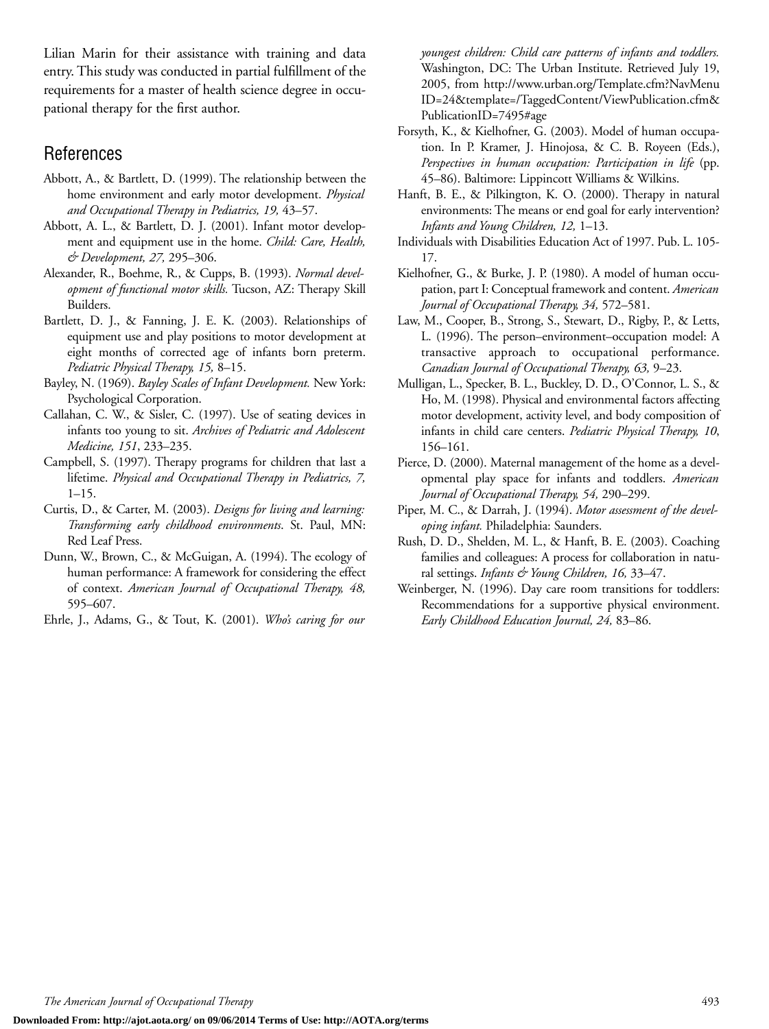Lilian Marin for their assistance with training and data entry. This study was conducted in partial fulfillment of the requirements for a master of health science degree in occupational therapy for the first author.

## References

Abbott, A., & Bartlett, D. (1999). The relationship between the home environment and early motor development. *Physical and Occupational Therapy in Pediatrics, 19,* 43–57.

Abbott, A. L., & Bartlett, D. J. (2001). Infant motor development and equipment use in the home. *Child: Care, Health, & Development, 27,* 295–306.

Alexander, R., Boehme, R., & Cupps, B. (1993). *Normal development of functional motor skills.* Tucson, AZ: Therapy Skill Builders.

Bartlett, D. J., & Fanning, J. E. K. (2003). Relationships of equipment use and play positions to motor development at eight months of corrected age of infants born preterm. *Pediatric Physical Therapy, 15,* 8–15.

Bayley, N. (1969). *Bayley Scales of Infant Development.* New York: Psychological Corporation.

Callahan, C. W., & Sisler, C. (1997). Use of seating devices in infants too young to sit. *Archives of Pediatric and Adolescent Medicine, 151*, 233–235.

Campbell, S. (1997). Therapy programs for children that last a lifetime. *Physical and Occupational Therapy in Pediatrics, 7,* 1–15.

Curtis, D., & Carter, M. (2003). *Designs for living and learning: Transforming early childhood environments*. St. Paul, MN: Red Leaf Press.

Dunn, W., Brown, C., & McGuigan, A. (1994). The ecology of human performance: A framework for considering the effect of context. *American Journal of Occupational Therapy, 48,* 595–607.

Ehrle, J., Adams, G., & Tout, K. (2001). *Who's caring for our youngest children: Child care patterns of infants and toddlers.* Washington, DC: The Urban Institute. Retrieved July 19, 2005, from http://www.urban.org/Template.cfm?NavMenuID=24&template=/TaggedContent/ViewPublication.cfm&PublicationID=7495#age

Forsyth, K., & Kielhofner, G. (2003). Model of human occupation. In P. Kramer, J. Hinojosa, & C. B. Royeen (Eds.), *Perspectives in human occupation: Participation in life* (pp. 45–86). Baltimore: Lippincott Williams & Wilkins.

Hanft, B. E., & Pilkington, K. O. (2000). Therapy in natural environments: The means or end goal for early intervention? *Infants and Young Children, 12,* 1–13.

Individuals with Disabilities Education Act of 1997. Pub. L. 105-17.

Kielhofner, G., & Burke, J. P. (1980). A model of human occupation, part I: Conceptual framework and content. *American Journal of Occupational Therapy, 34,* 572–581.

Law, M., Cooper, B., Strong, S., Stewart, D., Rigby, P., & Letts, L. (1996). The person–environment–occupation model: A transactive approach to occupational performance. *Canadian Journal of Occupational Therapy, 63,* 9–23.

Mulligan, L., Specker, B. L., Buckley, D. D., O'Connor, L. S., & Ho, M. (1998). Physical and environmental factors affecting motor development, activity level, and body composition of infants in child care centers. *Pediatric Physical Therapy, 10*, 156–161.

Pierce, D. (2000). Maternal management of the home as a developmental play space for infants and toddlers. *American Journal of Occupational Therapy, 54,* 290–299.

Piper, M. C., & Darrah, J. (1994). *Motor assessment of the developing infant.* Philadelphia: Saunders.

Rush, D. D., Shelden, M. L., & Hanft, B. E. (2003). Coaching families and colleagues: A process for collaboration in natural settings. *Infants & Young Children, 16,* 33–47.

Weinberger, N. (1996). Day care room transitions for toddlers: Recommendations for a supportive physical environment. *Early Childhood Education Journal, 24,* 83–86.